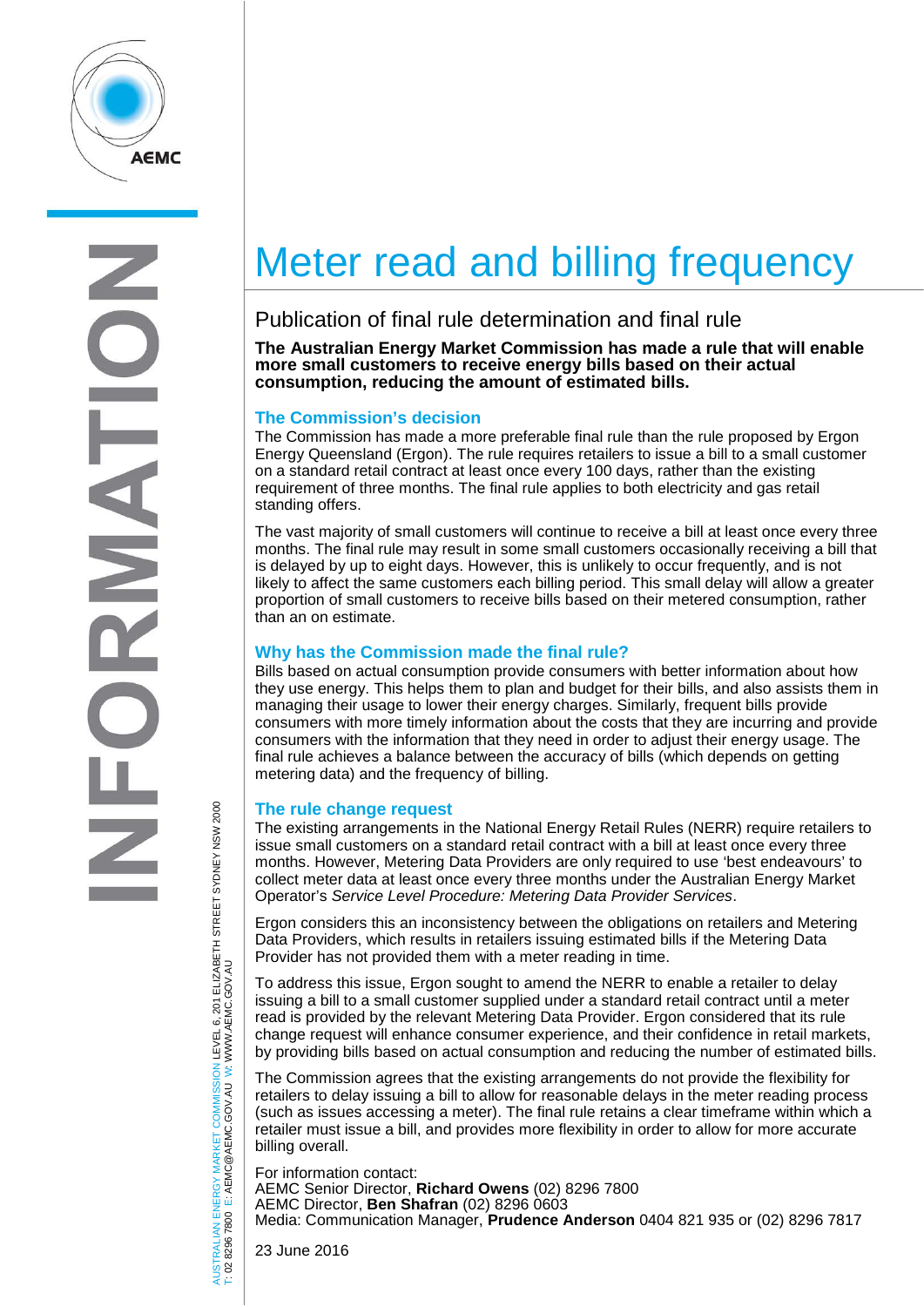# Meter read and billing frequency

## Publication of final rule determination and final rule

**The Australian Energy Market Commission has made a rule that will enable more small customers to receive energy bills based on their actual consumption, reducing the amount of estimated bills.**

### The Commission's decision

The Commission has made a more preferable final rule than the rule proposed by Ergon Energy Queensland (Ergon). The rule requires retailers to issue a bill to a small customer on a standard retail contract at least once every 100 days, rather than the existing requirement of three months. The final rule applies to both electricity and gas retail standing offers.

The vast majority of small customers will continue to receive a bill at least once every three months. The final rule may result in some small customers occasionally receiving a bill that is delayed by up to eight days. However, this is unlikely to occur frequently, and is not likely to affect the same customers each billing period. This small delay will allow a greater proportion of small customers to receive bills based on their metered consumption, rather than an on estimate.

### Why has the Commission made the final rule?

Bills based on actual consumption provide consumers with better information about how they use energy. This helps them to plan and budget for their bills, and also assists them in managing their usage to lower their energy charges. Similarly, frequent bills provide consumers with more timely information about the costs that they are incurring and provide consumers with the information that they need in order to adjust their energy usage. The final rule achieves a balance between the accuracy of bills (which depends on getting metering data) and the frequency of billing.

### The rule change request

The existing arrangements in the National Energy Retail Rules (NERR) require retailers to issue small customers on a standard retail contract with a bill at least once every three months. However, Metering Data Providers are only required to use 'best endeavours' to collect meter data at least once every three months under the Australian Energy Market Operator's *Service Level Procedure: Metering Data Provider Services*.

Ergon considers this an inconsistency between the obligations on retailers and Metering Data Providers, which results in retailers issuing estimated bills if the Metering Data Provider has not provided them with a meter reading in time.

To address this issue, Ergon sought to amend the NERR to enable a retailer to delay issuing a bill to a small customer supplied under a standard retail contract until a meter read is provided by the relevant Metering Data Provider. Ergon considered that its rule change request will enhance consumer experience, and their confidence in retail markets, by providing bills based on actual consumption and reducing the number of estimated bills.

The Commission agrees that the existing arrangements do not provide the flexibility for retailers to delay issuing a bill to allow for reasonable delays in the meter reading process (such as issues accessing a meter). The final rule retains a clear timeframe within which a retailer must issue a bill, and provides more flexibility in order to allow for more accurate billing overall.

For information contact:
AEMC Senior Director, **Richard Owens** (02) 8296 7800
AEMC Director, **Ben Shafran** (02) 8296 0603
Media: Communication Manager, **Prudence Anderson** 0404 821 935 or (02) 8296 7817

23 June 2016

AUSTRALIAN ENERGY MARKET COMMISSION LEVEL 6, 201 ELIZABETH STREET SYDNEY NSW 2000
T: 02 8296 7800 E: AEMC@AEMC.GOV.AU W: WWW.AEMC.GOV.AU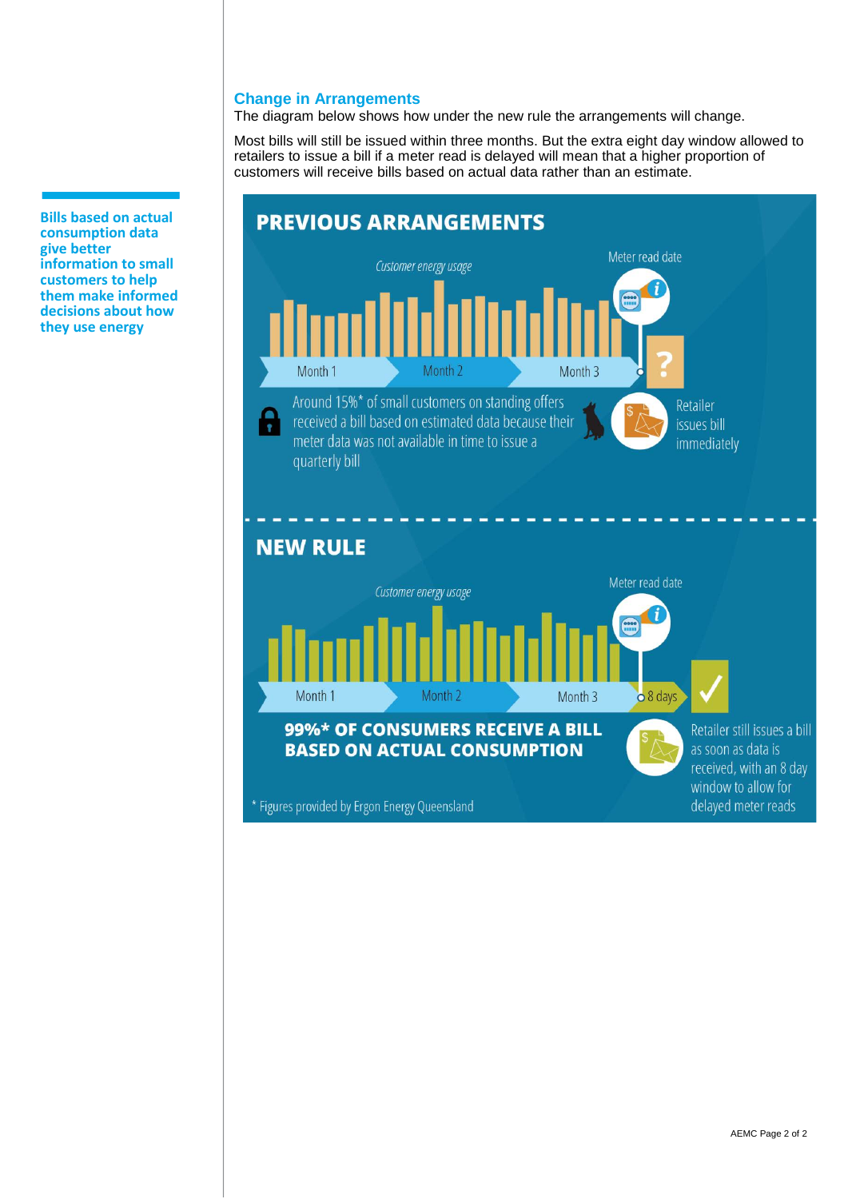**Bills based on actual consumption data give better information to small customers to help them make informed decisions about how they use energy**

## Change in Arrangements

The diagram below shows how under the new rule the arrangements will change.

Most bills will still be issued within three months. But the extra eight day window allowed to retailers to issue a bill if a meter read is delayed will mean that a higher proportion of customers will receive bills based on actual data rather than an estimate.

### PREVIOUS ARRANGEMENTS

Customer energy usage

Meter read date

Month 1 Month 2 Month 3

?

Around 15%* of small customers on standing offers received a bill based on estimated data because their meter data was not available in time to issue a quarterly bill

Retailer issues bill immediately

### NEW RULE

Customer energy usage

Meter read date

Month 1 Month 2 Month 3 8 days

**99%* OF CONSUMERS RECEIVE A BILL BASED ON ACTUAL CONSUMPTION**

Retailer still issues a bill as soon as data is received, with an 8 day window to allow for delayed meter reads

\* Figures provided by Ergon Energy Queensland